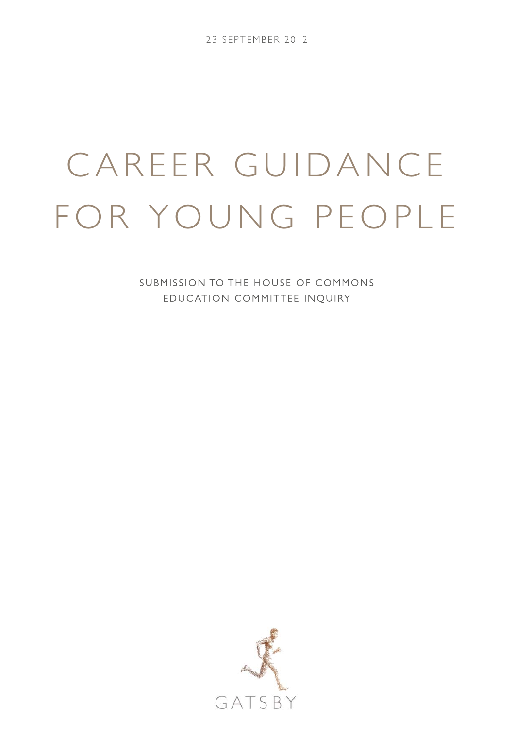23 SEPTEMBER 2012

# CAREER GUIDANCE FOR YOUNG PEOPLE

SUBMISSION TO THE HOUSE OF COMMONS EDUCATION COMMITTEE INQUIRY

GATSBY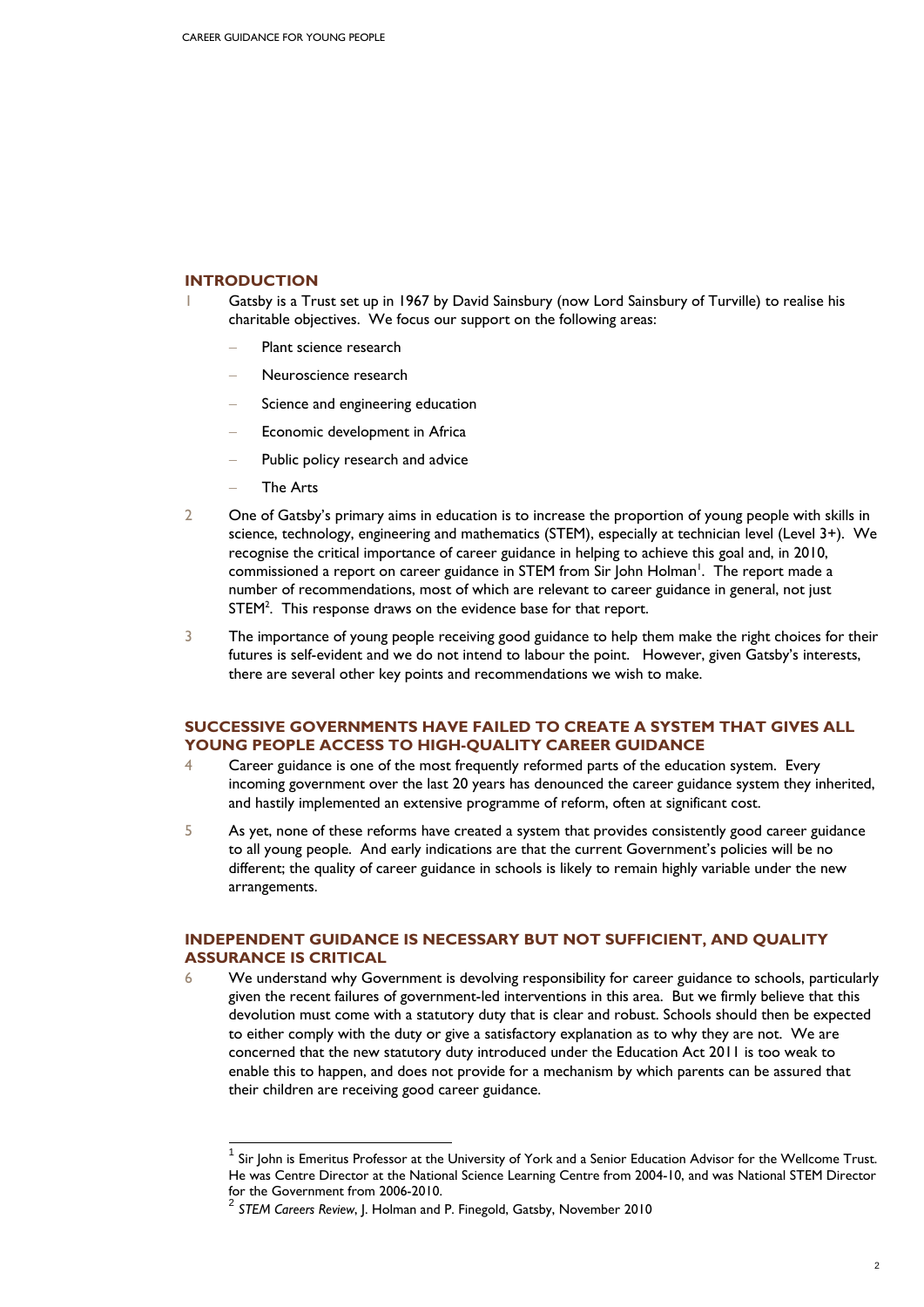## INTRODUCTION

1 Gatsby is a Trust set up in 1967 by David Sainsbury (now Lord Sainsbury of Turville) to realise his charitable objectives. We focus our support on the following areas:

- Plant science research
- Neuroscience research
- Science and engineering education
- Economic development in Africa
- Public policy research and advice
- The Arts

2 One of Gatsby's primary aims in education is to increase the proportion of young people with skills in science, technology, engineering and mathematics (STEM), especially at technician level (Level 3+). We recognise the critical importance of career guidance in helping to achieve this goal and, in 2010, commissioned a report on career guidance in STEM from Sir John Holman[1]. The report made a number of recommendations, most of which are relevant to career guidance in general, not just STEM[2]. This response draws on the evidence base for that report.

3 The importance of young people receiving good guidance to help them make the right choices for their futures is self-evident and we do not intend to labour the point. However, given Gatsby's interests, there are several other key points and recommendations we wish to make.

## SUCCESSIVE GOVERNMENTS HAVE FAILED TO CREATE A SYSTEM THAT GIVES ALL YOUNG PEOPLE ACCESS TO HIGH-QUALITY CAREER GUIDANCE

4 Career guidance is one of the most frequently reformed parts of the education system. Every incoming government over the last 20 years has denounced the career guidance system they inherited, and hastily implemented an extensive programme of reform, often at significant cost.

5 As yet, none of these reforms have created a system that provides consistently good career guidance to all young people. And early indications are that the current Government's policies will be no different; the quality of career guidance in schools is likely to remain highly variable under the new arrangements.

## INDEPENDENT GUIDANCE IS NECESSARY BUT NOT SUFFICIENT, AND QUALITY ASSURANCE IS CRITICAL

6 We understand why Government is devolving responsibility for career guidance to schools, particularly given the recent failures of government-led interventions in this area. But we firmly believe that this devolution must come with a statutory duty that is clear and robust. Schools should then be expected to either comply with the duty or give a satisfactory explanation as to why they are not. We are concerned that the new statutory duty introduced under the Education Act 2011 is too weak to enable this to happen, and does not provide for a mechanism by which parents can be assured that their children are receiving good career guidance.

---

[1] Sir John is Emeritus Professor at the University of York and a Senior Education Advisor for the Wellcome Trust. He was Centre Director at the National Science Learning Centre from 2004-10, and was National STEM Director for the Government from 2006-2010.

[2] *STEM Careers Review*, J. Holman and P. Finegold, Gatsby, November 2010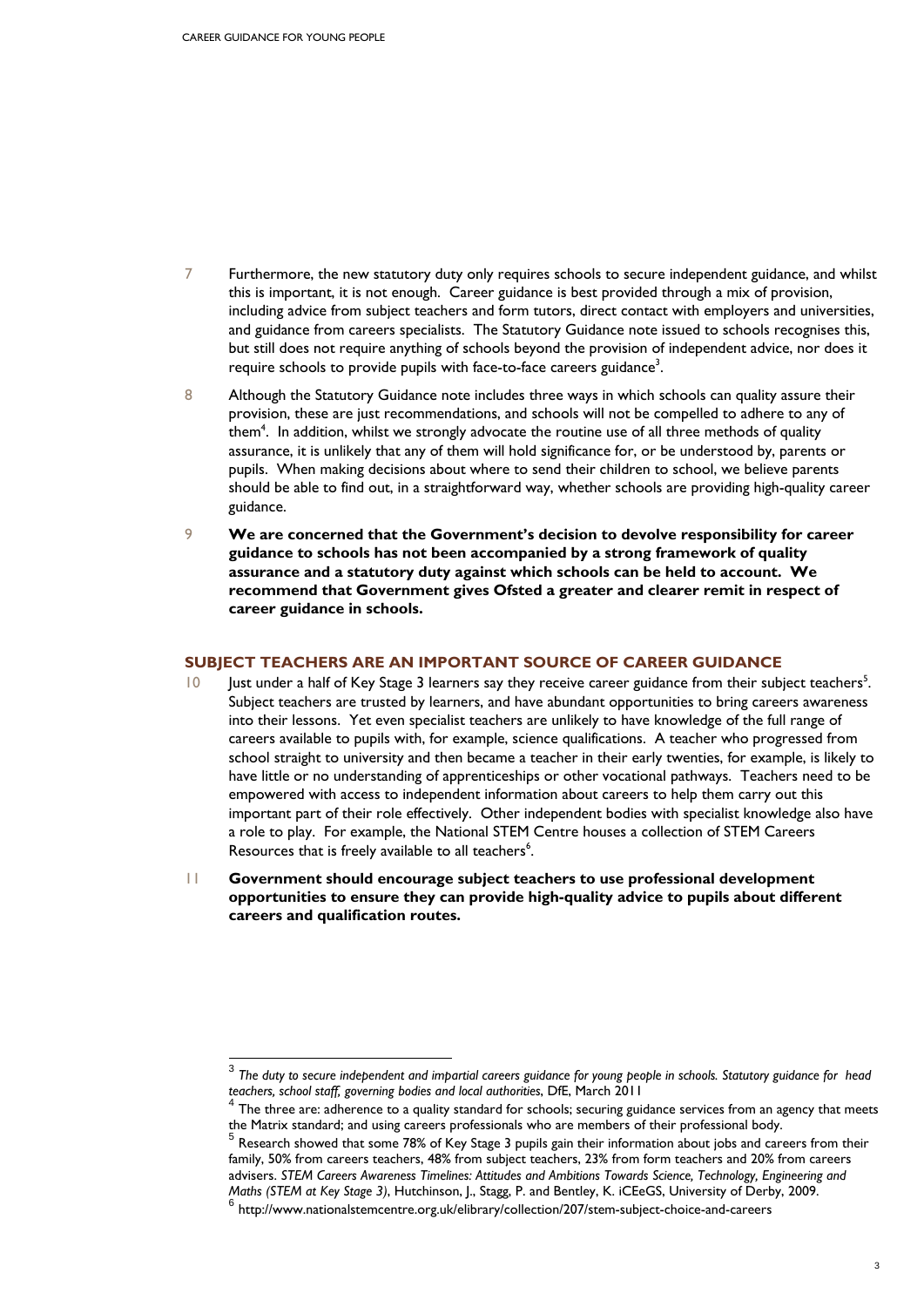7 Furthermore, the new statutory duty only requires schools to secure independent guidance, and whilst this is important, it is not enough. Career guidance is best provided through a mix of provision, including advice from subject teachers and form tutors, direct contact with employers and universities, and guidance from careers specialists. The Statutory Guidance note issued to schools recognises this, but still does not require anything of schools beyond the provision of independent advice, nor does it require schools to provide pupils with face-to-face careers guidance[3].

8 Although the Statutory Guidance note includes three ways in which schools can quality assure their provision, these are just recommendations, and schools will not be compelled to adhere to any of them[4]. In addition, whilst we strongly advocate the routine use of all three methods of quality assurance, it is unlikely that any of them will hold significance for, or be understood by, parents or pupils. When making decisions about where to send their children to school, we believe parents should be able to find out, in a straightforward way, whether schools are providing high-quality career guidance.

9 **We are concerned that the Government's decision to devolve responsibility for career guidance to schools has not been accompanied by a strong framework of quality assurance and a statutory duty against which schools can be held to account. We recommend that Government gives Ofsted a greater and clearer remit in respect of career guidance in schools.**

## SUBJECT TEACHERS ARE AN IMPORTANT SOURCE OF CAREER GUIDANCE

10 Just under a half of Key Stage 3 learners say they receive career guidance from their subject teachers[5]. Subject teachers are trusted by learners, and have abundant opportunities to bring careers awareness into their lessons. Yet even specialist teachers are unlikely to have knowledge of the full range of careers available to pupils with, for example, science qualifications. A teacher who progressed from school straight to university and then became a teacher in their early twenties, for example, is likely to have little or no understanding of apprenticeships or other vocational pathways. Teachers need to be empowered with access to independent information about careers to help them carry out this important part of their role effectively. Other independent bodies with specialist knowledge also have a role to play. For example, the National STEM Centre houses a collection of STEM Careers Resources that is freely available to all teachers[6].

11 **Government should encourage subject teachers to use professional development opportunities to ensure they can provide high-quality advice to pupils about different careers and qualification routes.**

---

[3] *The duty to secure independent and impartial careers guidance for young people in schools. Statutory guidance for head teachers, school staff, governing bodies and local authorities*, DfE, March 2011

[4] The three are: adherence to a quality standard for schools; securing guidance services from an agency that meets the Matrix standard; and using careers professionals who are members of their professional body.

[5] Research showed that some 78% of Key Stage 3 pupils gain their information about jobs and careers from their family, 50% from careers teachers, 48% from subject teachers, 23% from form teachers and 20% from careers advisers. *STEM Careers Awareness Timelines: Attitudes and Ambitions Towards Science, Technology, Engineering and Maths (STEM at Key Stage 3)*, Hutchinson, J., Stagg, P. and Bentley, K. iCEeGS, University of Derby, 2009.

[6] http://www.nationalstemcentre.org.uk/elibrary/collection/207/stem-subject-choice-and-careers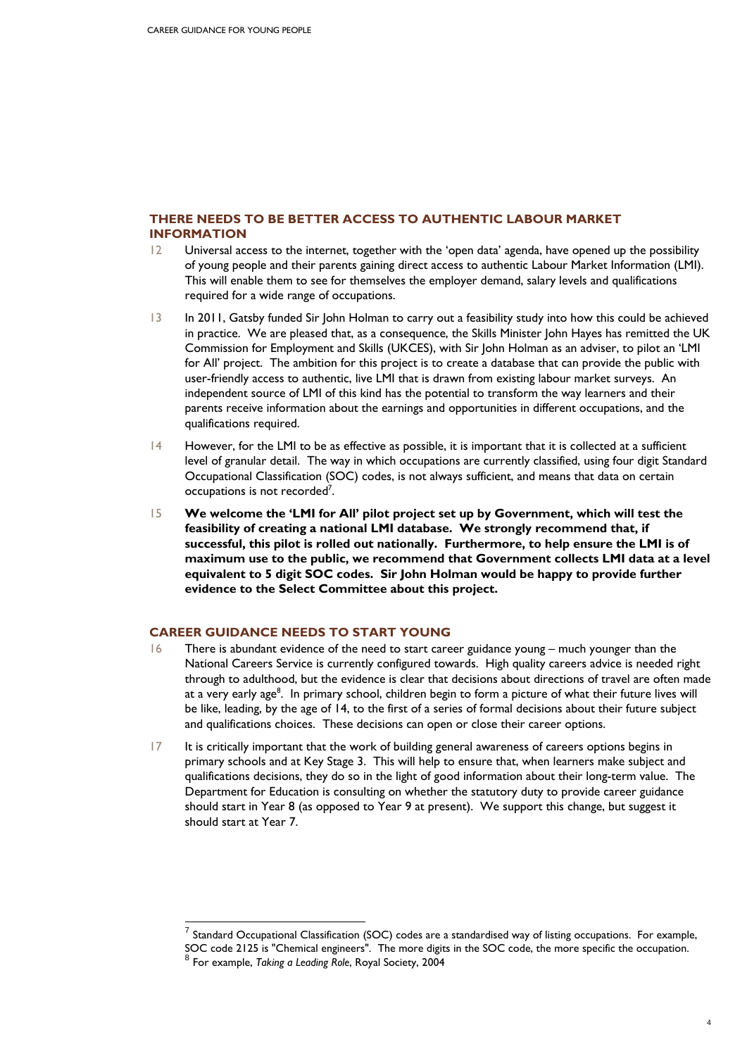## THERE NEEDS TO BE BETTER ACCESS TO AUTHENTIC LABOUR MARKET INFORMATION

12 Universal access to the internet, together with the 'open data' agenda, have opened up the possibility of young people and their parents gaining direct access to authentic Labour Market Information (LMI). This will enable them to see for themselves the employer demand, salary levels and qualifications required for a wide range of occupations.

13 In 2011, Gatsby funded Sir John Holman to carry out a feasibility study into how this could be achieved in practice. We are pleased that, as a consequence, the Skills Minister John Hayes has remitted the UK Commission for Employment and Skills (UKCES), with Sir John Holman as an adviser, to pilot an 'LMI for All' project. The ambition for this project is to create a database that can provide the public with user-friendly access to authentic, live LMI that is drawn from existing labour market surveys. An independent source of LMI of this kind has the potential to transform the way learners and their parents receive information about the earnings and opportunities in different occupations, and the qualifications required.

14 However, for the LMI to be as effective as possible, it is important that it is collected at a sufficient level of granular detail. The way in which occupations are currently classified, using four digit Standard Occupational Classification (SOC) codes, is not always sufficient, and means that data on certain occupations is not recorded[7].

15 **We welcome the 'LMI for All' pilot project set up by Government, which will test the feasibility of creating a national LMI database. We strongly recommend that, if successful, this pilot is rolled out nationally. Furthermore, to help ensure the LMI is of maximum use to the public, we recommend that Government collects LMI data at a level equivalent to 5 digit SOC codes. Sir John Holman would be happy to provide further evidence to the Select Committee about this project.**

## CAREER GUIDANCE NEEDS TO START YOUNG

16 There is abundant evidence of the need to start career guidance young – much younger than the National Careers Service is currently configured towards. High quality careers advice is needed right through to adulthood, but the evidence is clear that decisions about directions of travel are often made at a very early age[8]. In primary school, children begin to form a picture of what their future lives will be like, leading, by the age of 14, to the first of a series of formal decisions about their future subject and qualifications choices. These decisions can open or close their career options.

17 It is critically important that the work of building general awareness of careers options begins in primary schools and at Key Stage 3. This will help to ensure that, when learners make subject and qualifications decisions, they do so in the light of good information about their long-term value. The Department for Education is consulting on whether the statutory duty to provide career guidance should start in Year 8 (as opposed to Year 9 at present). We support this change, but suggest it should start at Year 7.

---

[7] Standard Occupational Classification (SOC) codes are a standardised way of listing occupations. For example, SOC code 2125 is "Chemical engineers". The more digits in the SOC code, the more specific the occupation.

[8] For example, *Taking a Leading Role*, Royal Society, 2004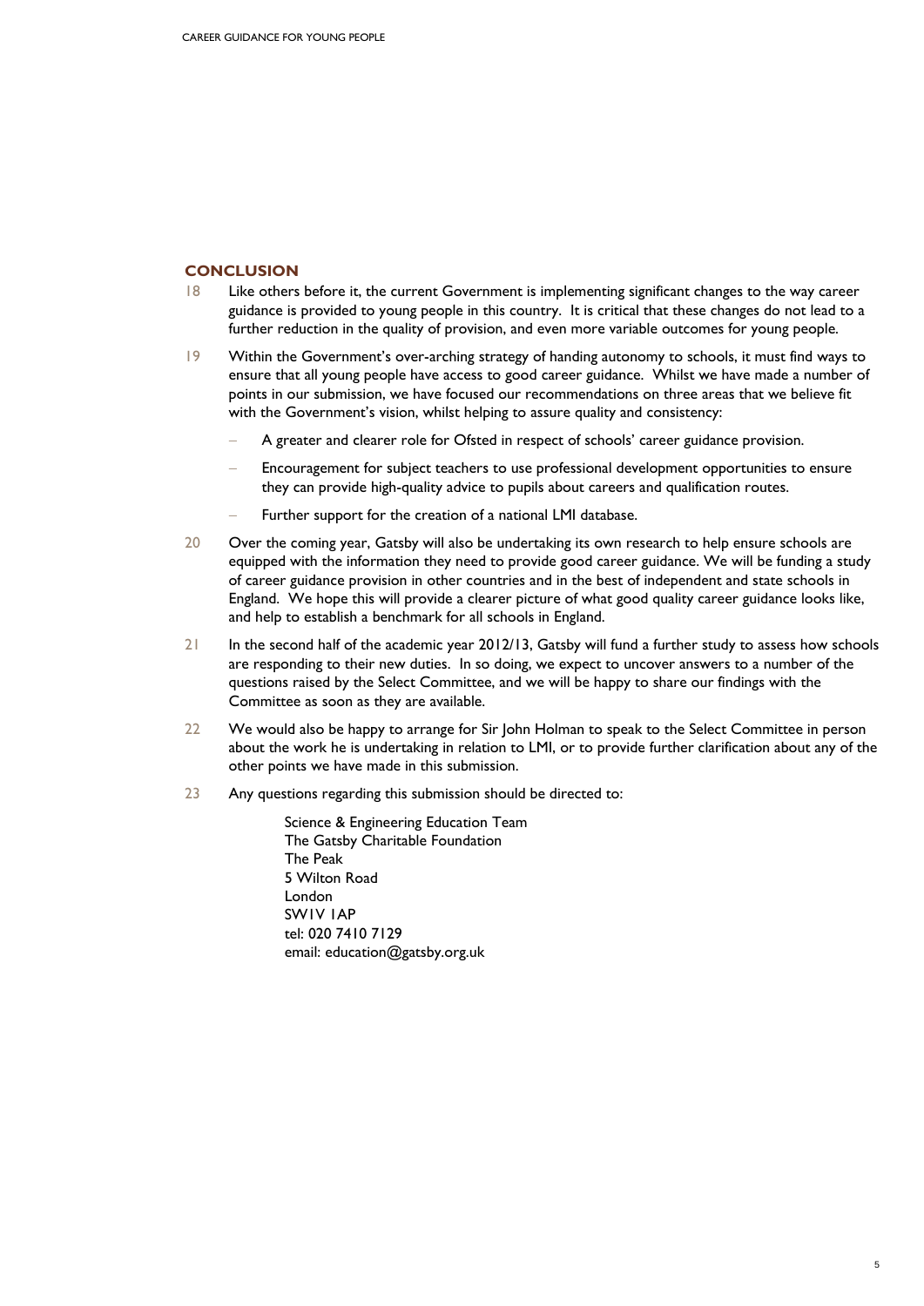## CONCLUSION

18 Like others before it, the current Government is implementing significant changes to the way career guidance is provided to young people in this country. It is critical that these changes do not lead to a further reduction in the quality of provision, and even more variable outcomes for young people.

19 Within the Government's over-arching strategy of handing autonomy to schools, it must find ways to ensure that all young people have access to good career guidance. Whilst we have made a number of points in our submission, we have focused our recommendations on three areas that we believe fit with the Government's vision, whilst helping to assure quality and consistency:

- A greater and clearer role for Ofsted in respect of schools' career guidance provision.
- Encouragement for subject teachers to use professional development opportunities to ensure they can provide high-quality advice to pupils about careers and qualification routes.
- Further support for the creation of a national LMI database.

20 Over the coming year, Gatsby will also be undertaking its own research to help ensure schools are equipped with the information they need to provide good career guidance. We will be funding a study of career guidance provision in other countries and in the best of independent and state schools in England. We hope this will provide a clearer picture of what good quality career guidance looks like, and help to establish a benchmark for all schools in England.

21 In the second half of the academic year 2012/13, Gatsby will fund a further study to assess how schools are responding to their new duties. In so doing, we expect to uncover answers to a number of the questions raised by the Select Committee, and we will be happy to share our findings with the Committee as soon as they are available.

22 We would also be happy to arrange for Sir John Holman to speak to the Select Committee in person about the work he is undertaking in relation to LMI, or to provide further clarification about any of the other points we have made in this submission.

23 Any questions regarding this submission should be directed to:

Science & Engineering Education Team
The Gatsby Charitable Foundation
The Peak
5 Wilton Road
London
SW1V 1AP
tel: 020 7410 7129
email: education@gatsby.org.uk